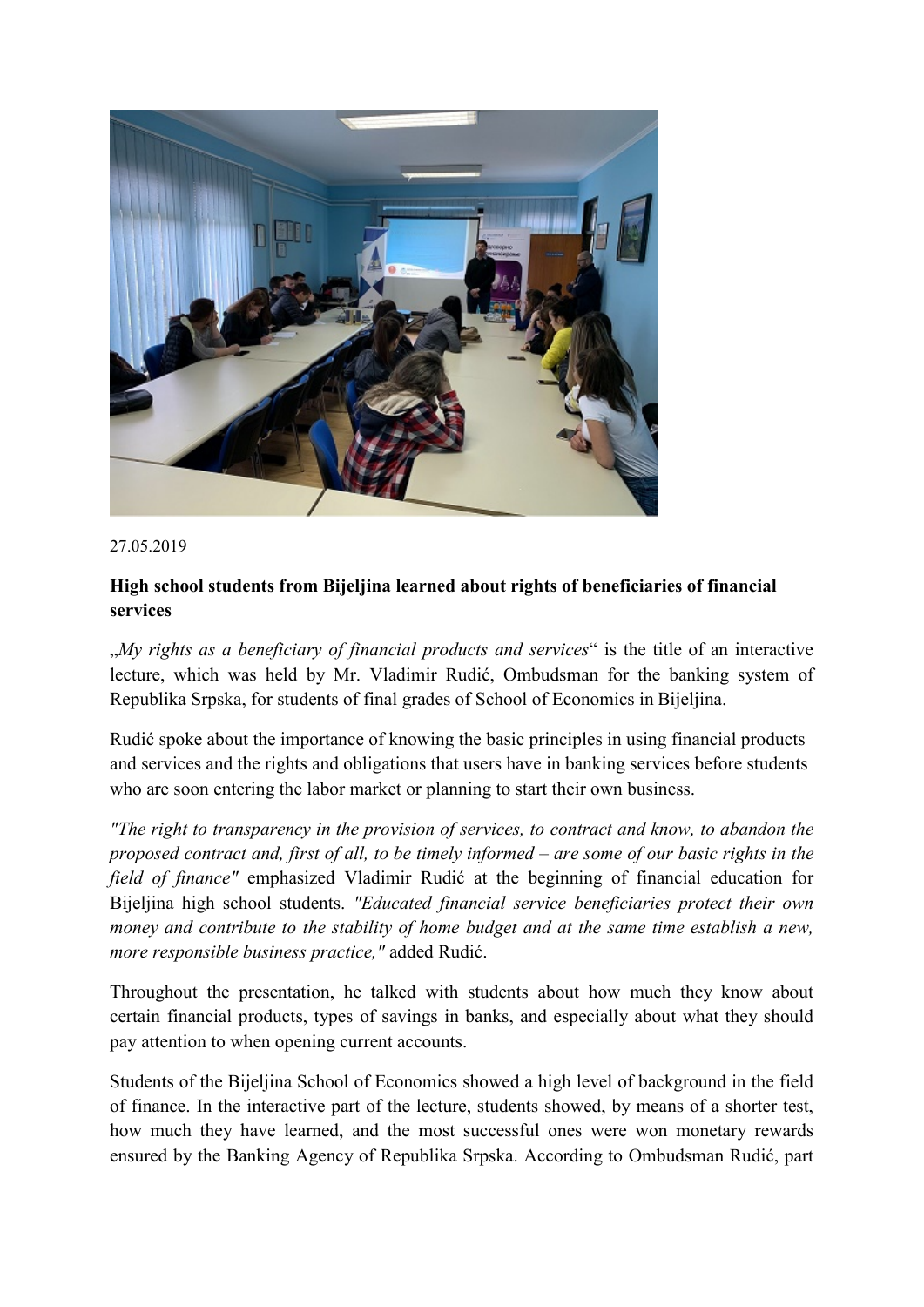27.05.2019

**High school students from Bijeljina learned about rights of beneficiaries of financial services**

„*My rights as a beneficiary of financial products and services*" is the title of an interactive lecture, which was held by Mr. Vladimir Rudić, Ombudsman for the banking system of Republika Srpska, for students of final grades of School of Economics in Bijeljina.

Rudić spoke about the importance of knowing the basic principles in using financial products and services and the rights and obligations that users have in banking services before students who are soon entering the labor market or planning to start their own business.

*"The right to transparency in the provision of services, to contract and know, to abandon the proposed contract and, first of all, to be timely informed – are some of our basic rights in the field of finance"* emphasized Vladimir Rudić at the beginning of financial education for Bijeljina high school students. *"Educated financial service beneficiaries protect their own money and contribute to the stability of home budget and at the same time establish a new, more responsible business practice,"* added Rudić.

Throughout the presentation, he talked with students about how much they know about certain financial products, types of savings in banks, and especially about what they should pay attention to when opening current accounts.

Students of the Bijeljina School of Economics showed a high level of background in the field of finance. In the interactive part of the lecture, students showed, by means of a shorter test, how much they have learned, and the most successful ones were won monetary rewards ensured by the Banking Agency of Republika Srpska. According to Ombudsman Rudić, part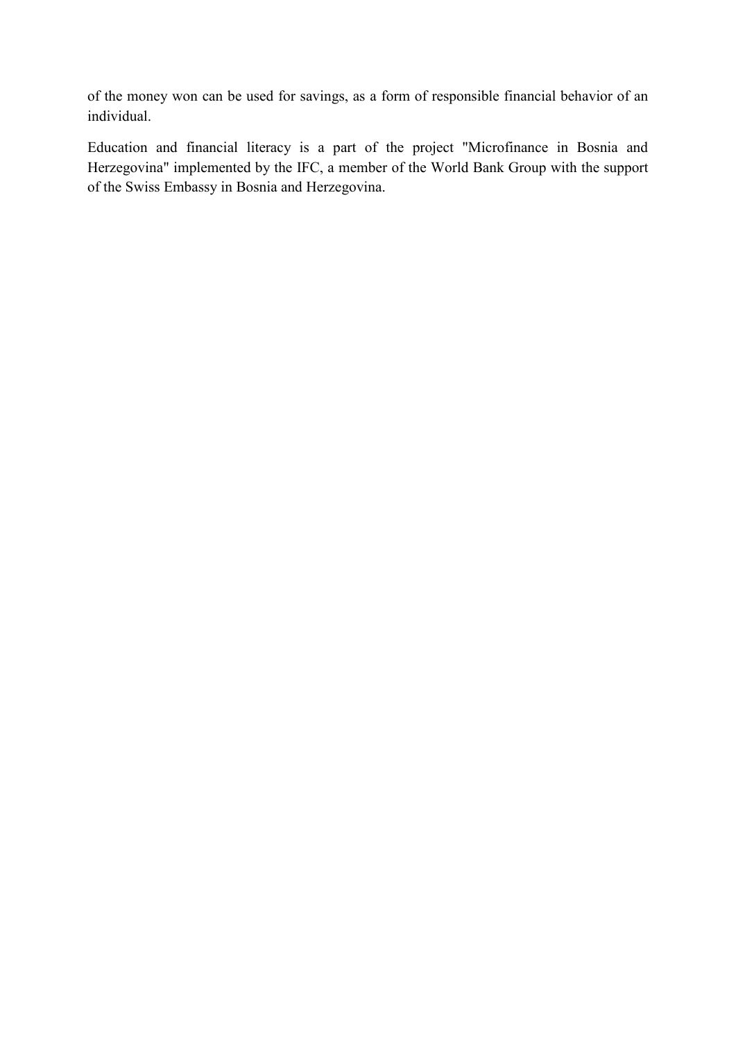of the money won can be used for savings, as a form of responsible financial behavior of an individual.

Education and financial literacy is a part of the project "Microfinance in Bosnia and Herzegovina" implemented by the IFC, a member of the World Bank Group with the support of the Swiss Embassy in Bosnia and Herzegovina.